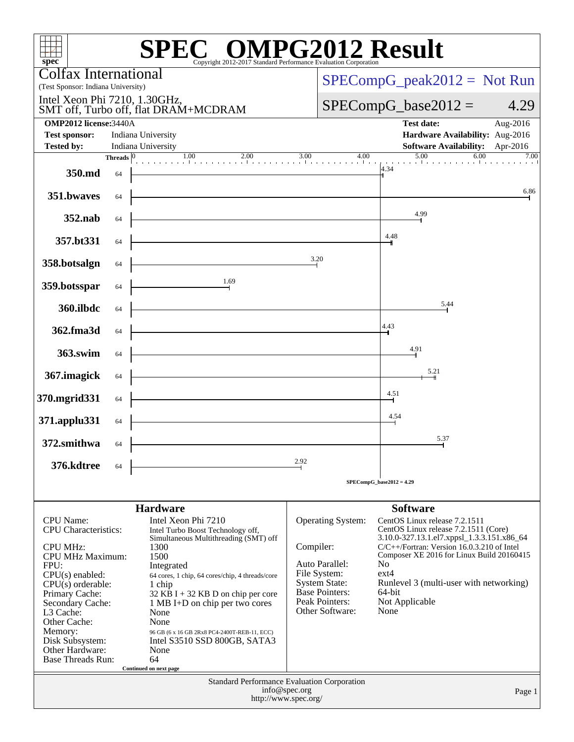# SPEC® OMPG2012 Result

Copyright 2012-2017 Standard Performance Evaluation Corporation

**Colfax International**
(Test Sponsor: Indiana University)

Intel Xeon Phi 7210, 1.30GHz, SMT off, Turbo off, flat DRAM+MCDRAM

SPECompG_peak2012 = Not Run

SPECompG_base2012 = 4.29

| | | | |
|---|---|---|---|
| **OMP2012 license:** | 3440A | **Test date:** | Aug-2016 |
| **Test sponsor:** | Indiana University | **Hardware Availability:** | Aug-2016 |
| **Tested by:** | Indiana University | **Software Availability:** | Apr-2016 |

| Benchmark | Threads | Base Ratio |
|---|---|---|
| 350.md | 64 | 4.34 |
| 351.bwaves | 64 | 6.86 |
| 352.nab | 64 | 4.99 |
| 357.bt331 | 64 | 4.48 |
| 358.botsalgn | 64 | 3.20 |
| 359.botsspar | 64 | 1.69 |
| 360.ilbdc | 64 | 5.44 |
| 362.fma3d | 64 | 4.43 |
| 363.swim | 64 | 4.91 |
| 367.imagick | 64 | 5.21 |
| 370.mgrid331 | 64 | 4.51 |
| 371.applu331 | 64 | 4.54 |
| 372.smithwa | 64 | 5.37 |
| 376.kdtree | 64 | 2.92 |

SPECompG_base2012 = 4.29

## Hardware

| | |
|---|---|
| CPU Name: | Intel Xeon Phi 7210 |
| CPU Characteristics: | Intel Turbo Boost Technology off, Simultaneous Multithreading (SMT) off |
| CPU MHz: | 1300 |
| CPU MHz Maximum: | 1500 |
| FPU: | Integrated |
| CPU(s) enabled: | 64 cores, 1 chip, 64 cores/chip, 4 threads/core |
| CPU(s) orderable: | 1 chip |
| Primary Cache: | 32 KB I + 32 KB D on chip per core |
| Secondary Cache: | 1 MB I+D on chip per two cores |
| L3 Cache: | None |
| Other Cache: | None |
| Memory: | 96 GB (6 x 16 GB 2Rx8 PC4-2400T-REB-11, ECC) |
| Disk Subsystem: | Intel S3510 SSD 800GB, SATA3 |
| Other Hardware: | None |
| Base Threads Run: | 64 |

Continued on next page

## Software

| | |
|---|---|
| Operating System: | CentOS Linux release 7.2.1511 CentOS Linux release 7.2.1511 (Core) 3.10.0-327.13.1.el7.xppsl_1.3.3.151.x86_64 |
| Compiler: | C/C++/Fortran: Version 16.0.3.210 of Intel Composer XE 2016 for Linux Build 20160415 |
| Auto Parallel: | No |
| File System: | ext4 |
| System State: | Runlevel 3 (multi-user with networking) |
| Base Pointers: | 64-bit |
| Peak Pointers: | Not Applicable |
| Other Software: | None |

Standard Performance Evaluation Corporation
info@spec.org
http://www.spec.org/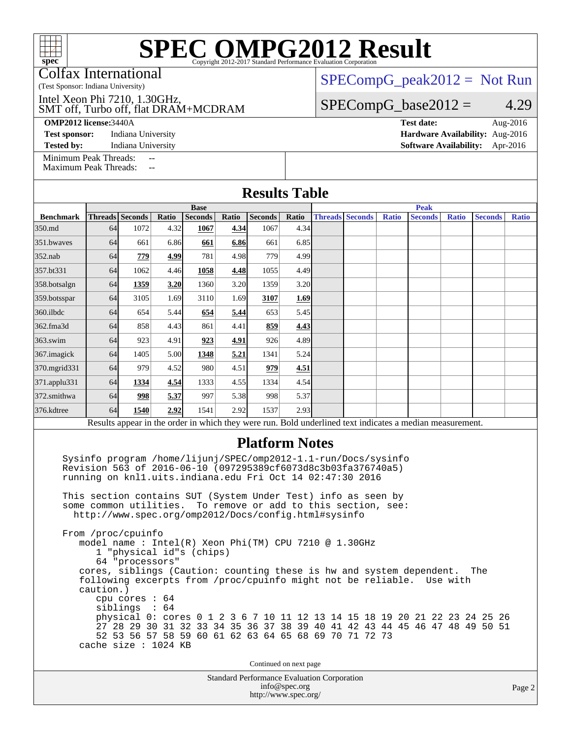# SPEC OMPG2012 Result

Copyright 2012-2017 Standard Performance Evaluation Corporation

Colfax International
(Test Sponsor: Indiana University)

Intel Xeon Phi 7210, 1.30GHz,
SMT off, Turbo off, flat DRAM+MCDRAM

SPECompG_peak2012 = Not Run

SPECompG_base2012 = 4.29

**OMP2012 license:** 3440A
**Test sponsor:** Indiana University
**Tested by:** Indiana University

**Test date:** Aug-2016
**Hardware Availability:** Aug-2016
**Software Availability:** Apr-2016

Minimum Peak Threads: --
Maximum Peak Threads: --

## Results Table

| | Base | | | | | | | Peak | | | | | | |
|---|---|---|---|---|---|---|---|---|---|---|---|---|---|---|
| **Benchmark** | **Threads** | **Seconds** | **Ratio** | **Seconds** | **Ratio** | **Seconds** | **Ratio** | **Threads** | **Seconds** | **Ratio** | **Seconds** | **Ratio** | **Seconds** | **Ratio** |
| 350.md | 64 | 1072 | 4.32 | **1067** | **4.34** | 1067 | 4.34 | | | | | | | |
| 351.bwaves | 64 | 661 | 6.86 | **661** | **6.86** | 661 | 6.85 | | | | | | | |
| 352.nab | 64 | **779** | **4.99** | 781 | 4.98 | 779 | 4.99 | | | | | | | |
| 357.bt331 | 64 | 1062 | 4.46 | **1058** | **4.48** | 1055 | 4.49 | | | | | | | |
| 358.botsalgn | 64 | **1359** | **3.20** | 1360 | 3.20 | 1359 | 3.20 | | | | | | | |
| 359.botsspar | 64 | 3105 | 1.69 | 3110 | 1.69 | **3107** | **1.69** | | | | | | | |
| 360.ilbdc | 64 | 654 | 5.44 | **654** | **5.44** | 653 | 5.45 | | | | | | | |
| 362.fma3d | 64 | 858 | 4.43 | 861 | 4.41 | **859** | **4.43** | | | | | | | |
| 363.swim | 64 | 923 | 4.91 | **923** | **4.91** | 926 | 4.89 | | | | | | | |
| 367.imagick | 64 | 1405 | 5.00 | **1348** | **5.21** | 1341 | 5.24 | | | | | | | |
| 370.mgrid331 | 64 | 979 | 4.52 | 980 | 4.51 | **979** | **4.51** | | | | | | | |
| 371.applu331 | 64 | **1334** | **4.54** | 1333 | 4.55 | 1334 | 4.54 | | | | | | | |
| 372.smithwa | 64 | **998** | **5.37** | 997 | 5.38 | 998 | 5.37 | | | | | | | |
| 376.kdtree | 64 | **1540** | **2.92** | 1541 | 2.92 | 1537 | 2.93 | | | | | | | |

Results appear in the order in which they were run. Bold underlined text indicates a median measurement.

## Platform Notes

```
Sysinfo program /home/lijunj/SPEC/omp2012-1.1-run/Docs/sysinfo
Revision 563 of 2016-06-10 (097295389cf6073d8c3b03fa376740a5)
running on knl1.uits.indiana.edu Fri Oct 14 02:47:30 2016

This section contains SUT (System Under Test) info as seen by
some common utilities.  To remove or add to this section, see:
  http://www.spec.org/omp2012/Docs/config.html#sysinfo

From /proc/cpuinfo
   model name : Intel(R) Xeon Phi(TM) CPU 7210 @ 1.30GHz
      1 "physical id"s (chips)
      64 "processors"
   cores, siblings (Caution: counting these is hw and system dependent.  The
   following excerpts from /proc/cpuinfo might not be reliable.  Use with
   caution.)
      cpu cores : 64
      siblings  : 64
      physical 0: cores 0 1 2 3 6 7 10 11 12 13 14 15 18 19 20 21 22 23 24 25 26
      27 28 29 30 31 32 33 34 35 36 37 38 39 40 41 42 43 44 45 46 47 48 49 50 51
      52 53 56 57 58 59 60 61 62 63 64 65 68 69 70 71 72 73
   cache size : 1024 KB
```

Continued on next page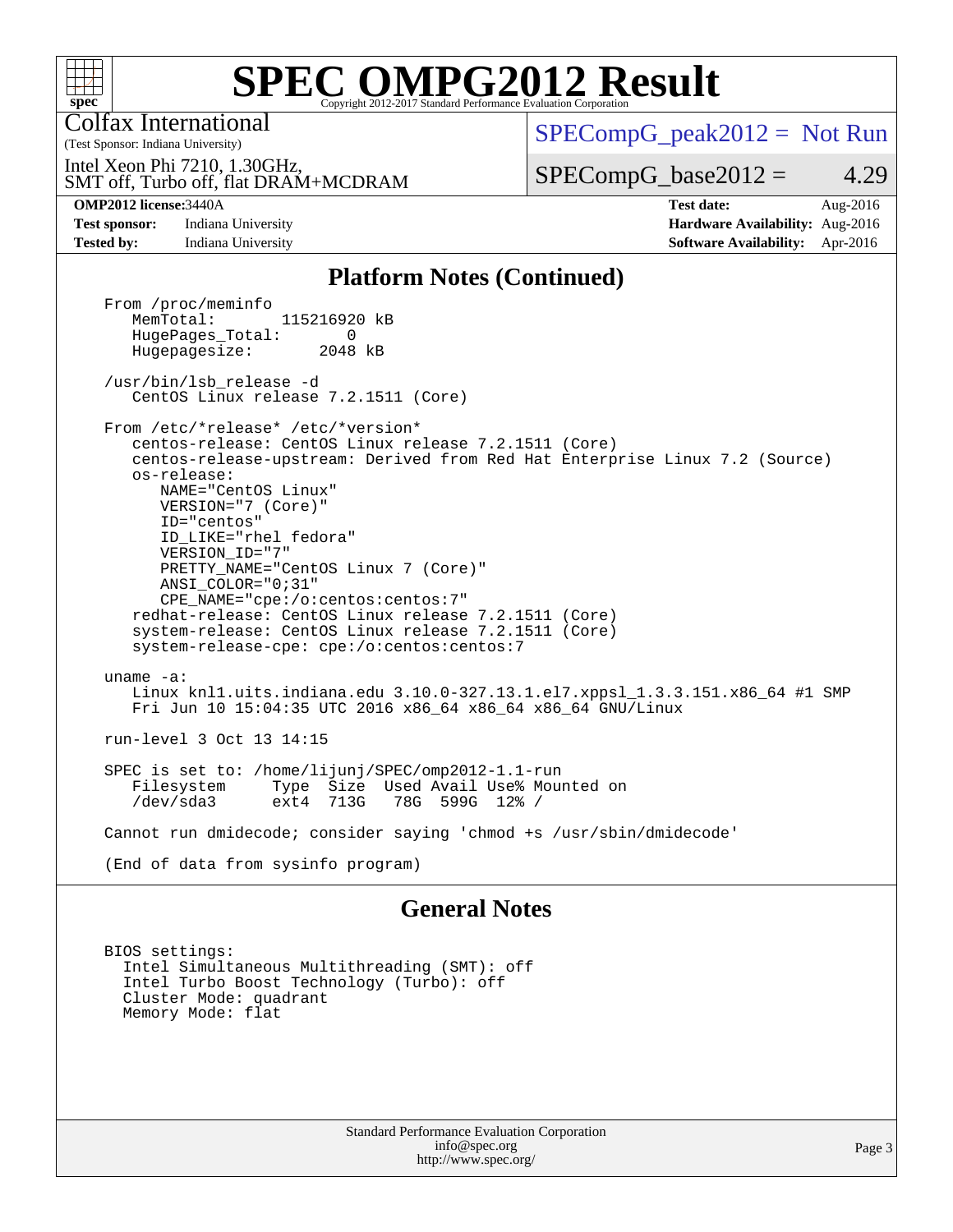# SPEC OMPG2012 Result

Copyright 2012-2017 Standard Performance Evaluation Corporation

Colfax International
(Test Sponsor: Indiana University)

Intel Xeon Phi 7210, 1.30GHz,
SMT off, Turbo off, flat DRAM+MCDRAM

SPECompG_peak2012 = Not Run

SPECompG_base2012 = 4.29

**OMP2012 license:** 3440A
**Test sponsor:** Indiana University
**Tested by:** Indiana University

**Test date:** Aug-2016
**Hardware Availability:** Aug-2016
**Software Availability:** Apr-2016

## Platform Notes (Continued)

```
From /proc/meminfo
   MemTotal:       115216920 kB
   HugePages_Total:       0
   Hugepagesize:       2048 kB

/usr/bin/lsb_release -d
   CentOS Linux release 7.2.1511 (Core)

From /etc/*release* /etc/*version*
   centos-release: CentOS Linux release 7.2.1511 (Core)
   centos-release-upstream: Derived from Red Hat Enterprise Linux 7.2 (Source)
   os-release:
      NAME="CentOS Linux"
      VERSION="7 (Core)"
      ID="centos"
      ID_LIKE="rhel fedora"
      VERSION_ID="7"
      PRETTY_NAME="CentOS Linux 7 (Core)"
      ANSI_COLOR="0;31"
      CPE_NAME="cpe:/o:centos:centos:7"
   redhat-release: CentOS Linux release 7.2.1511 (Core)
   system-release: CentOS Linux release 7.2.1511 (Core)
   system-release-cpe: cpe:/o:centos:centos:7

uname -a:
   Linux knl1.uits.indiana.edu 3.10.0-327.13.1.el7.xppsl_1.3.3.151.x86_64 #1 SMP
   Fri Jun 10 15:04:35 UTC 2016 x86_64 x86_64 x86_64 GNU/Linux

run-level 3 Oct 13 14:15

SPEC is set to: /home/lijunj/SPEC/omp2012-1.1-run
   Filesystem     Type  Size  Used Avail Use% Mounted on
   /dev/sda3      ext4  713G   78G  599G  12% /

Cannot run dmidecode; consider saying 'chmod +s /usr/sbin/dmidecode'

(End of data from sysinfo program)
```

## General Notes

```
BIOS settings:
  Intel Simultaneous Multithreading (SMT): off
  Intel Turbo Boost Technology (Turbo): off
  Cluster Mode: quadrant
  Memory Mode: flat
```

Standard Performance Evaluation Corporation
info@spec.org
http://www.spec.org/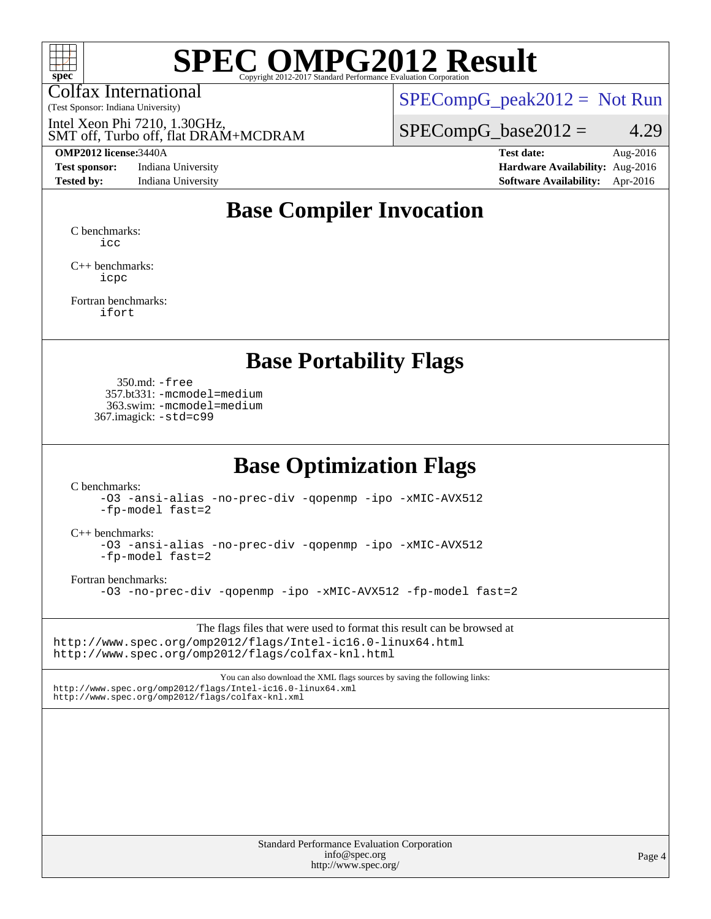# SPEC OMPG2012 Result

Copyright 2012-2017 Standard Performance Evaluation Corporation

Colfax International
(Test Sponsor: Indiana University)

Intel Xeon Phi 7210, 1.30GHz, SMT off, Turbo off, flat DRAM+MCDRAM

SPECompG_peak2012 = Not Run

SPECompG_base2012 = 4.29

| | | | |
|---|---|---|---|
| **OMP2012 license:** | 3440A | **Test date:** | Aug-2016 |
| **Test sponsor:** | Indiana University | **Hardware Availability:** | Aug-2016 |
| **Tested by:** | Indiana University | **Software Availability:** | Apr-2016 |

## Base Compiler Invocation

C benchmarks:
`icc`

C++ benchmarks:
`icpc`

Fortran benchmarks:
`ifort`

## Base Portability Flags

350.md: `-free`
357.bt331: `-mcmodel=medium`
363.swim: `-mcmodel=medium`
367.imagick: `-std=c99`

## Base Optimization Flags

C benchmarks:
`-O3 -ansi-alias -no-prec-div -qopenmp -ipo -xMIC-AVX512 -fp-model fast=2`

C++ benchmarks:
`-O3 -ansi-alias -no-prec-div -qopenmp -ipo -xMIC-AVX512 -fp-model fast=2`

Fortran benchmarks:
`-O3 -no-prec-div -qopenmp -ipo -xMIC-AVX512 -fp-model fast=2`

The flags files that were used to format this result can be browsed at
http://www.spec.org/omp2012/flags/Intel-ic16.0-linux64.html
http://www.spec.org/omp2012/flags/colfax-knl.html

You can also download the XML flags sources by saving the following links:
http://www.spec.org/omp2012/flags/Intel-ic16.0-linux64.xml
http://www.spec.org/omp2012/flags/colfax-knl.xml

Standard Performance Evaluation Corporation
info@spec.org
http://www.spec.org/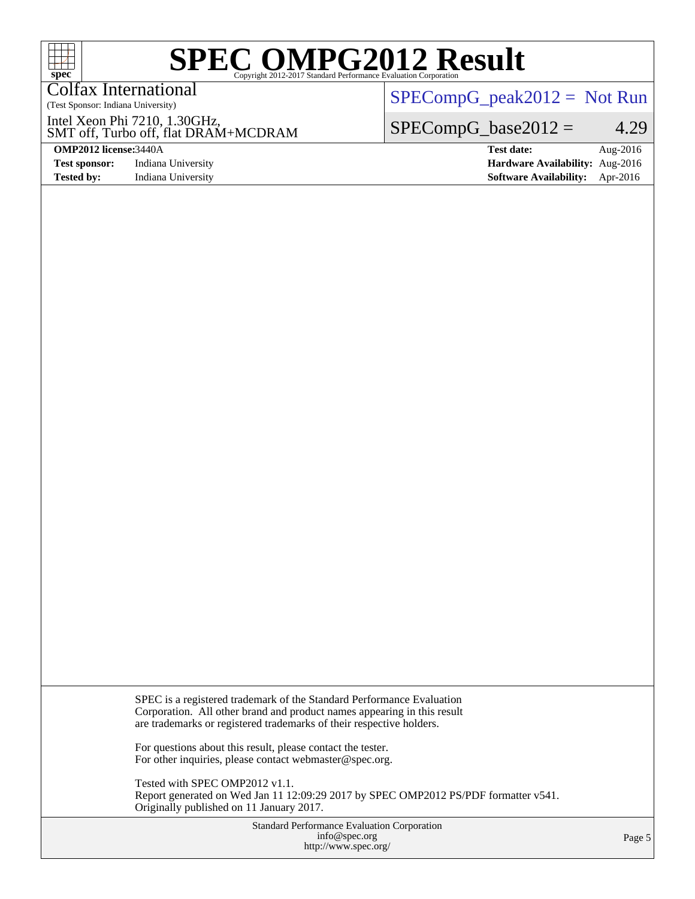# SPEC OMPG2012 Result

Copyright 2012-2017 Standard Performance Evaluation Corporation

Colfax International
(Test Sponsor: Indiana University)

Intel Xeon Phi 7210, 1.30GHz, SMT off, Turbo off, flat DRAM+MCDRAM

SPECompG_peak2012 = Not Run

SPECompG_base2012 = 4.29

| | | | |
|---|---|---|---|
| **OMP2012 license:** | 3440A | **Test date:** | Aug-2016 |
| **Test sponsor:** | Indiana University | **Hardware Availability:** | Aug-2016 |
| **Tested by:** | Indiana University | **Software Availability:** | Apr-2016 |

SPEC is a registered trademark of the Standard Performance Evaluation Corporation. All other brand and product names appearing in this result are trademarks or registered trademarks of their respective holders.

For questions about this result, please contact the tester.
For other inquiries, please contact webmaster@spec.org.

Tested with SPEC OMP2012 v1.1.
Report generated on Wed Jan 11 12:09:29 2017 by SPEC OMP2012 PS/PDF formatter v541.
Originally published on 11 January 2017.

Standard Performance Evaluation Corporation
info@spec.org
http://www.spec.org/